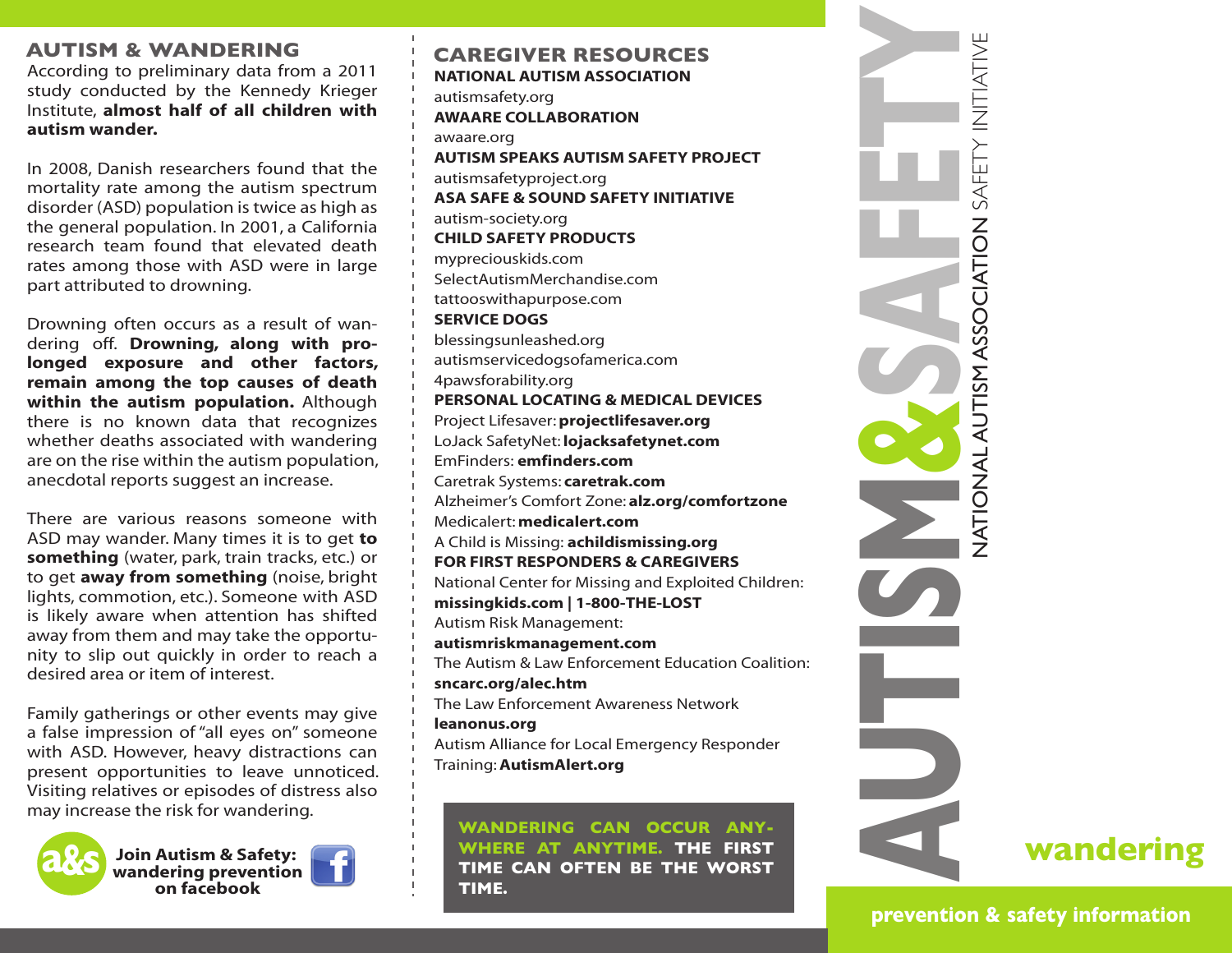## AUTISM & WANDERING

According to preliminary data from a 2011 study conducted by the Kennedy Krieger Institute, **almost half of all children with autism wander.**

In 2008, Danish researchers found that the mortality rate among the autism spectrum disorder (ASD) population is twice as high as the general population. In 2001, a California research team found that elevated death rates among those with ASD were in large part attributed to drowning.

Drowning often occurs as a result of wandering off. **Drowning, along with prolonged exposure and other factors, remain among the top causes of death within the autism population.** Although there is no known data that recognizes whether deaths associated with wandering are on the rise within the autism population, anecdotal reports suggest an increase.

There are various reasons someone with ASD may wander. Many times it is to get **to something** (water, park, train tracks, etc.) or to get **away from something** (noise, bright lights, commotion, etc.). Someone with ASD is likely aware when attention has shifted away from them and may take the opportunity to slip out quickly in order to reach a desired area or item of interest.

Family gatherings or other events may give a false impression of "all eyes on" someone with ASD. However, heavy distractions can present opportunities to leave unnoticed. Visiting relatives or episodes of distress also may increase the risk for wandering.

a&s **Join Autism & Safety: wandering prevention on facebook**

## CAREGIVER RESOURCES

**NATIONAL AUTISM ASSOCIATION**
autismsafety.org

**AWAARE COLLABORATION**
awaare.org

**AUTISM SPEAKS AUTISM SAFETY PROJECT**
autismsafetyproject.org

**ASA SAFE & SOUND SAFETY INITIATIVE**
autism-society.org

**CHILD SAFETY PRODUCTS**
mypreciouskids.com
SelectAutismMerchandise.com
tattooswithapurpose.com

**SERVICE DOGS**
blessingsunleashed.org
autismservicedogsofamerica.com
4pawsforability.org

**PERSONAL LOCATING & MEDICAL DEVICES**
Project Lifesaver: **projectlifesaver.org**
LoJack SafetyNet: **lojacksafetynet.com**
EmFinders: **emfinders.com**
Caretrak Systems: **caretrak.com**
Alzheimer's Comfort Zone: **alz.org/comfortzone**
Medicalert: **medicalert.com**
A Child is Missing: **achildismissing.org**

**FOR FIRST RESPONDERS & CAREGIVERS**
National Center for Missing and Exploited Children: **missingkids.com | 1-800-THE-LOST**
Autism Risk Management: **autismriskmanagement.com**
The Autism & Law Enforcement Education Coalition: **sncarc.org/alec.htm**
The Law Enforcement Awareness Network **leanonus.org**
Autism Alliance for Local Emergency Responder Training: **AutismAlert.org**

**WANDERING CAN OCCUR ANYWHERE AT ANYTIME. THE FIRST TIME CAN OFTEN BE THE WORST TIME.**

# AUTISM & SAFETY

NATIONAL AUTISM ASSOCIATION SAFETY INITIATIVE

## wandering

**prevention & safety information**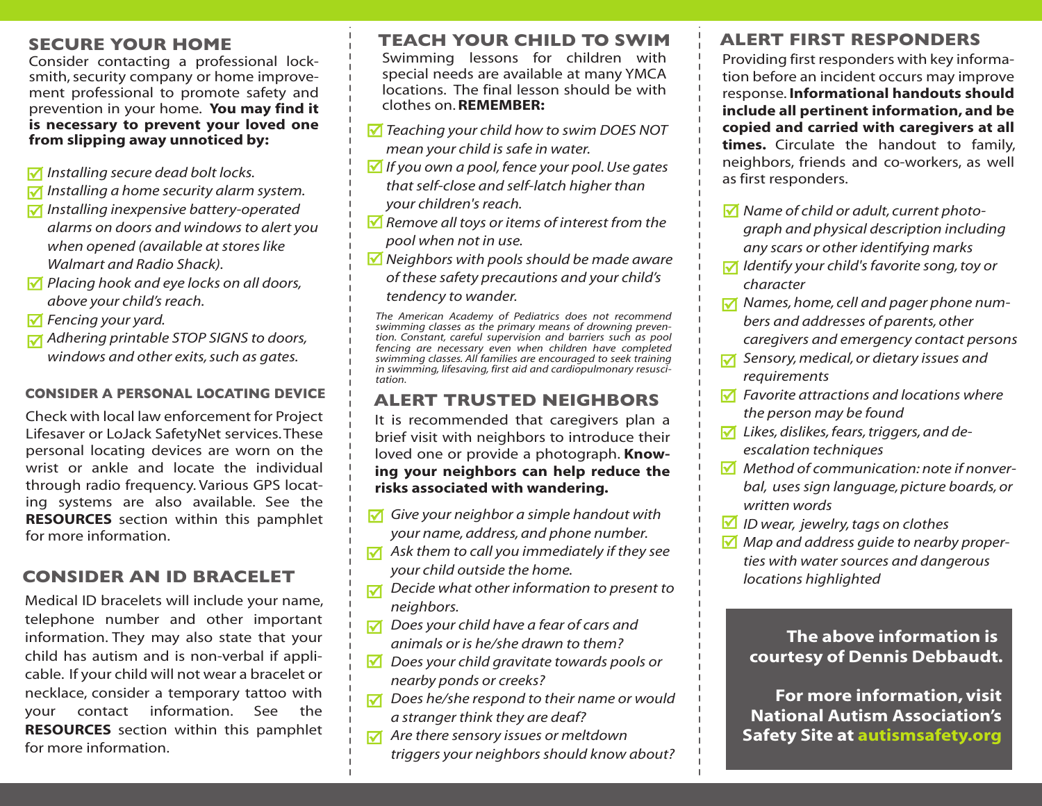## SECURE YOUR HOME

Consider contacting a professional locksmith, security company or home improvement professional to promote safety and prevention in your home. **You may find it is necessary to prevent your loved one from slipping away unnoticed by:**

- *Installing secure dead bolt locks.*
- *Installing a home security alarm system.*
- *Installing inexpensive battery-operated alarms on doors and windows to alert you when opened (available at stores like Walmart and Radio Shack).*
- *Placing hook and eye locks on all doors, above your child's reach.*
- *Fencing your yard.*
- *Adhering printable STOP SIGNS to doors, windows and other exits, such as gates.*

### CONSIDER A PERSONAL LOCATING DEVICE

Check with local law enforcement for Project Lifesaver or LoJack SafetyNet services. These personal locating devices are worn on the wrist or ankle and locate the individual through radio frequency. Various GPS locating systems are also available. See the **RESOURCES** section within this pamphlet for more information.

## CONSIDER AN ID BRACELET

Medical ID bracelets will include your name, telephone number and other important information. They may also state that your child has autism and is non-verbal if applicable. If your child will not wear a bracelet or necklace, consider a temporary tattoo with your contact information. See the **RESOURCES** section within this pamphlet for more information.

## TEACH YOUR CHILD TO SWIM

Swimming lessons for children with special needs are available at many YMCA locations. The final lesson should be with clothes on. **REMEMBER:**

- *Teaching your child how to swim DOES NOT mean your child is safe in water.*
- *If you own a pool, fence your pool. Use gates that self-close and self-latch higher than your children's reach.*
- *Remove all toys or items of interest from the pool when not in use.*
- *Neighbors with pools should be made aware of these safety precautions and your child's tendency to wander.*

*The American Academy of Pediatrics does not recommend swimming classes as the primary means of drowning prevention. Constant, careful supervision and barriers such as pool fencing are necessary even when children have completed swimming classes. All families are encouraged to seek training in swimming, lifesaving, first aid and cardiopulmonary resuscitation.*

## ALERT TRUSTED NEIGHBORS

It is recommended that caregivers plan a brief visit with neighbors to introduce their loved one or provide a photograph. **Knowing your neighbors can help reduce the risks associated with wandering.**

- *Give your neighbor a simple handout with your name, address, and phone number.*
- *Ask them to call you immediately if they see your child outside the home.*
- *Decide what other information to present to neighbors.*
- *Does your child have a fear of cars and animals or is he/she drawn to them?*
- *Does your child gravitate towards pools or nearby ponds or creeks?*
- *Does he/she respond to their name or would a stranger think they are deaf?*
- *Are there sensory issues or meltdown triggers your neighbors should know about?*

## ALERT FIRST RESPONDERS

Providing first responders with key information before an incident occurs may improve response. **Informational handouts should include all pertinent information, and be copied and carried with caregivers at all times.** Circulate the handout to family, neighbors, friends and co-workers, as well as first responders.

- *Name of child or adult, current photograph and physical description including any scars or other identifying marks*
- *Identify your child's favorite song, toy or character*
- *Names, home, cell and pager phone numbers and addresses of parents, other caregivers and emergency contact persons*
- *Sensory, medical, or dietary issues and requirements*
- *Favorite attractions and locations where the person may be found*
- *Likes, dislikes, fears, triggers, and de-escalation techniques*
- *Method of communication: note if nonverbal, uses sign language, picture boards, or written words*
- *ID wear, jewelry, tags on clothes*
- *Map and address guide to nearby properties with water sources and dangerous locations highlighted*

**The above information is courtesy of Dennis Debbaudt.**

**For more information, visit National Autism Association's Safety Site at autismsafety.org**